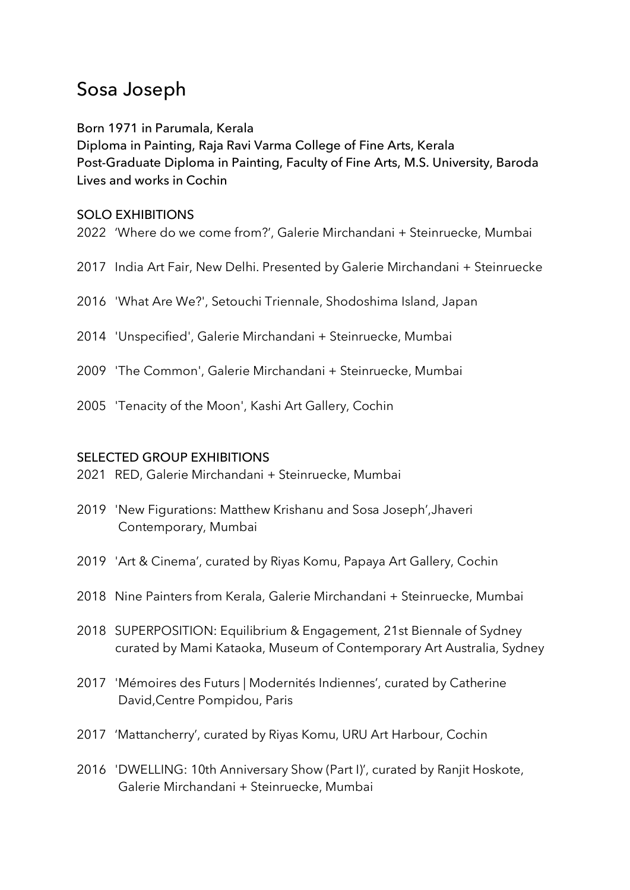# Sosa Joseph

Born 1971 in Parumala, Kerala
Diploma in Painting, Raja Ravi Varma College of Fine Arts, Kerala
Post-Graduate Diploma in Painting, Faculty of Fine Arts, M.S. University, Baroda
Lives and works in Cochin

## SOLO EXHIBITIONS

2022 'Where do we come from?', Galerie Mirchandani + Steinruecke, Mumbai

2017 India Art Fair, New Delhi. Presented by Galerie Mirchandani + Steinruecke

2016 'What Are We?', Setouchi Triennale, Shodoshima Island, Japan

2014 'Unspecified', Galerie Mirchandani + Steinruecke, Mumbai

2009 'The Common', Galerie Mirchandani + Steinruecke, Mumbai

2005 'Tenacity of the Moon', Kashi Art Gallery, Cochin

## SELECTED GROUP EXHIBITIONS

2021 RED, Galerie Mirchandani + Steinruecke, Mumbai

2019 'New Figurations: Matthew Krishanu and Sosa Joseph',Jhaveri Contemporary, Mumbai

2019 'Art & Cinema', curated by Riyas Komu, Papaya Art Gallery, Cochin

2018 Nine Painters from Kerala, Galerie Mirchandani + Steinruecke, Mumbai

2018 SUPERPOSITION: Equilibrium & Engagement, 21st Biennale of Sydney curated by Mami Kataoka, Museum of Contemporary Art Australia, Sydney

2017 'Mémoires des Futurs | Modernités Indiennes', curated by Catherine David,Centre Pompidou, Paris

2017 'Mattancherry', curated by Riyas Komu, URU Art Harbour, Cochin

2016 'DWELLING: 10th Anniversary Show (Part I)', curated by Ranjit Hoskote, Galerie Mirchandani + Steinruecke, Mumbai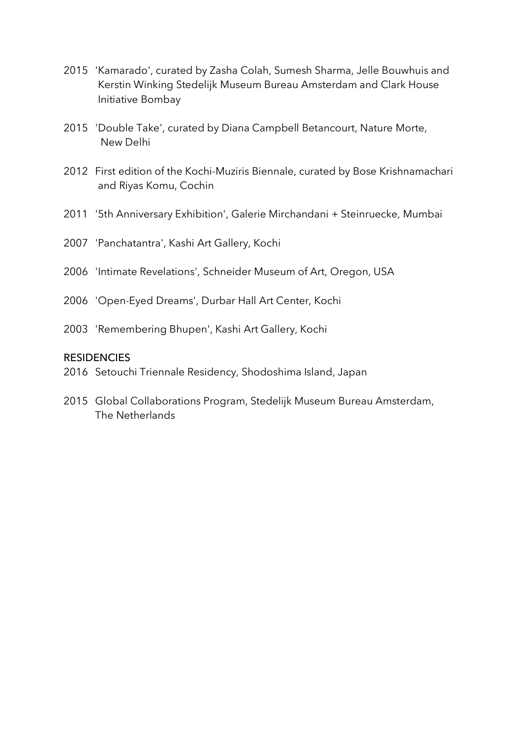2015 'Kamarado', curated by Zasha Colah, Sumesh Sharma, Jelle Bouwhuis and Kerstin Winking Stedelijk Museum Bureau Amsterdam and Clark House Initiative Bombay

2015 'Double Take', curated by Diana Campbell Betancourt, Nature Morte, New Delhi

2012 First edition of the Kochi-Muziris Biennale, curated by Bose Krishnamachari and Riyas Komu, Cochin

2011 '5th Anniversary Exhibition', Galerie Mirchandani + Steinruecke, Mumbai

2007 'Panchatantra', Kashi Art Gallery, Kochi

2006 'Intimate Revelations', Schneider Museum of Art, Oregon, USA

2006 'Open-Eyed Dreams', Durbar Hall Art Center, Kochi

2003 'Remembering Bhupen', Kashi Art Gallery, Kochi

RESIDENCIES

2016 Setouchi Triennale Residency, Shodoshima Island, Japan

2015 Global Collaborations Program, Stedelijk Museum Bureau Amsterdam, The Netherlands